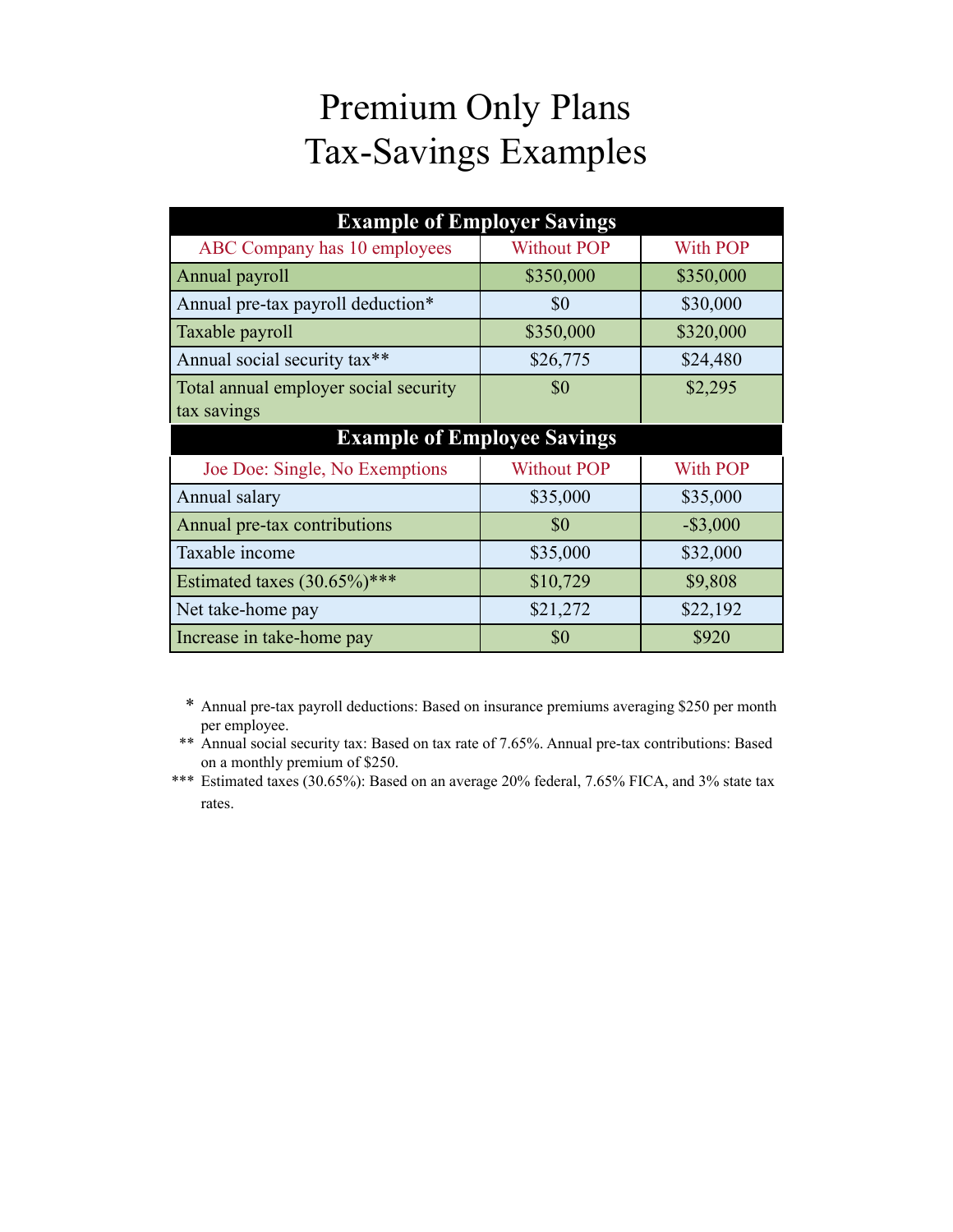# Premium Only Plans
# Tax-Savings Examples

| Example of Employer Savings | | |
|---|---|---|
| ABC Company has 10 employees | Without POP | With POP |
| Annual payroll | $350,000 | $350,000 |
| Annual pre-tax payroll deduction* | $0 | $30,000 |
| Taxable payroll | $350,000 | $320,000 |
| Annual social security tax** | $26,775 | $24,480 |
| Total annual employer social security tax savings | $0 | $2,295 |

| Example of Employee Savings | | |
|---|---|---|
| Joe Doe: Single, No Exemptions | Without POP | With POP |
| Annual salary | $35,000 | $35,000 |
| Annual pre-tax contributions | $0 | -$3,000 |
| Taxable income | $35,000 | $32,000 |
| Estimated taxes (30.65%)*** | $10,729 | $9,808 |
| Net take-home pay | $21,272 | $22,192 |
| Increase in take-home pay | $0 | $920 |

\* Annual pre-tax payroll deductions: Based on insurance premiums averaging $250 per month per employee.

\*\* Annual social security tax: Based on tax rate of 7.65%. Annual pre-tax contributions: Based on a monthly premium of $250.

\*\*\* Estimated taxes (30.65%): Based on an average 20% federal, 7.65% FICA, and 3% state tax rates.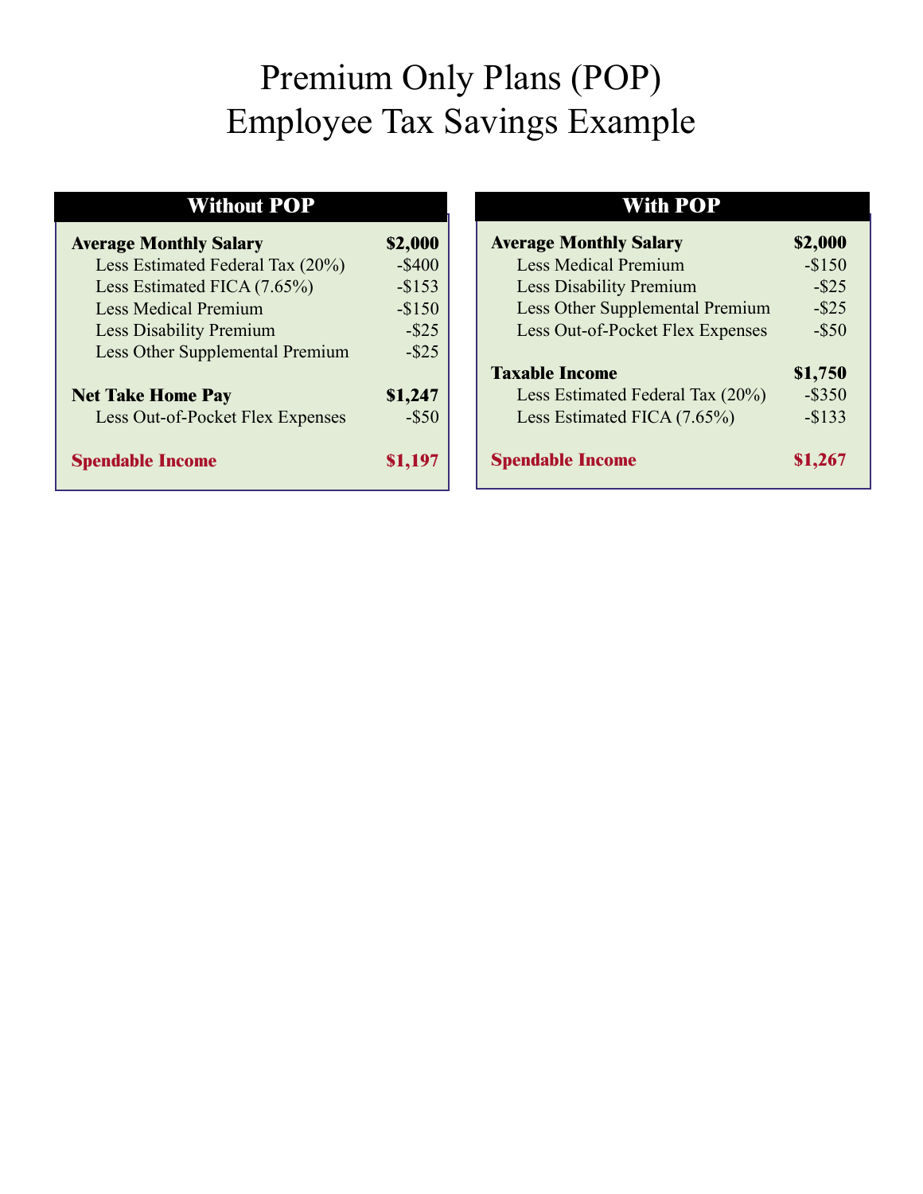# Premium Only Plans (POP)
# Employee Tax Savings Example

## Without POP

| | |
|---|---|
| **Average Monthly Salary** | **$2,000** |
| Less Estimated Federal Tax (20%) | -$400 |
| Less Estimated FICA (7.65%) | -$153 |
| Less Medical Premium | -$150 |
| Less Disability Premium | -$25 |
| Less Other Supplemental Premium | -$25 |
| **Net Take Home Pay** | **$1,247** |
| Less Out-of-Pocket Flex Expenses | -$50 |
| **Spendable Income** | **$1,197** |

## With POP

| | |
|---|---|
| **Average Monthly Salary** | **$2,000** |
| Less Medical Premium | -$150 |
| Less Disability Premium | -$25 |
| Less Other Supplemental Premium | -$25 |
| Less Out-of-Pocket Flex Expenses | -$50 |
| **Taxable Income** | **$1,750** |
| Less Estimated Federal Tax (20%) | -$350 |
| Less Estimated FICA (7.65%) | -$133 |
| **Spendable Income** | **$1,267** |